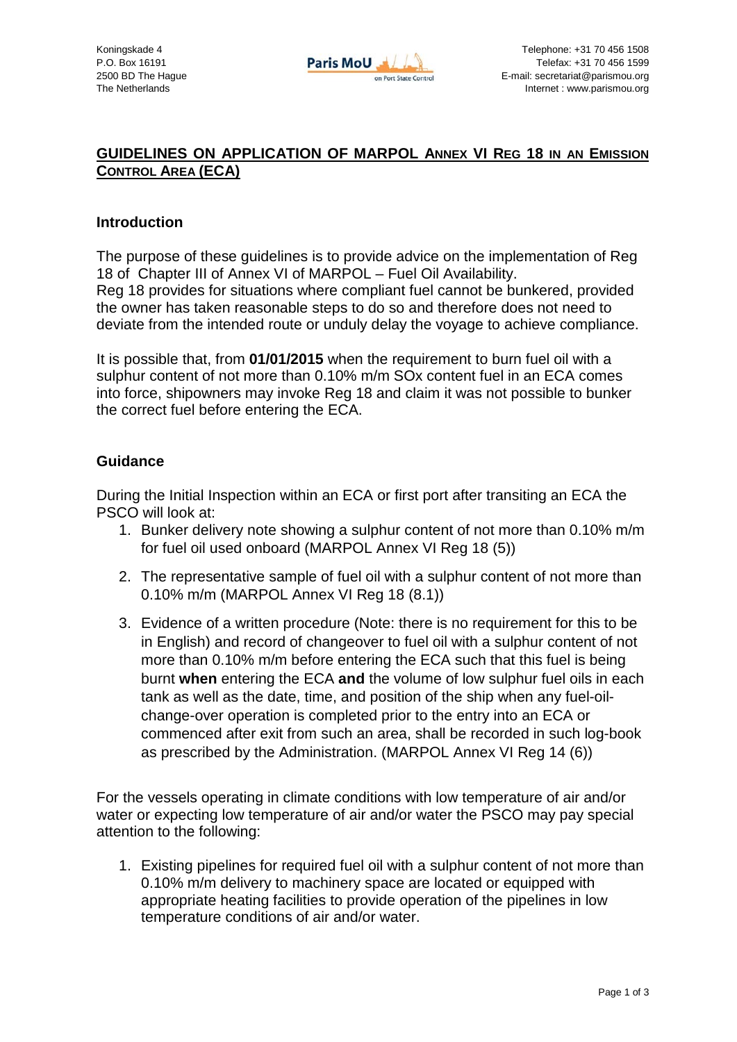Koningskade 4
P.O. Box 16191
2500 BD The Hague
The Netherlands

Telephone: +31 70 456 1508
Telefax: +31 70 456 1599
E-mail: secretariat@parismou.org
Internet : www.parismou.org

## GUIDELINES ON APPLICATION OF MARPOL ANNEX VI REG 18 IN AN EMISSION CONTROL AREA (ECA)

### Introduction

The purpose of these guidelines is to provide advice on the implementation of Reg 18 of Chapter III of Annex VI of MARPOL – Fuel Oil Availability.
Reg 18 provides for situations where compliant fuel cannot be bunkered, provided the owner has taken reasonable steps to do so and therefore does not need to deviate from the intended route or unduly delay the voyage to achieve compliance.

It is possible that, from **01/01/2015** when the requirement to burn fuel oil with a sulphur content of not more than 0.10% m/m SOx content fuel in an ECA comes into force, shipowners may invoke Reg 18 and claim it was not possible to bunker the correct fuel before entering the ECA.

### Guidance

During the Initial Inspection within an ECA or first port after transiting an ECA the PSCO will look at:

1. Bunker delivery note showing a sulphur content of not more than 0.10% m/m for fuel oil used onboard (MARPOL Annex VI Reg 18 (5))
2. The representative sample of fuel oil with a sulphur content of not more than 0.10% m/m (MARPOL Annex VI Reg 18 (8.1))
3. Evidence of a written procedure (Note: there is no requirement for this to be in English) and record of changeover to fuel oil with a sulphur content of not more than 0.10% m/m before entering the ECA such that this fuel is being burnt **when** entering the ECA **and** the volume of low sulphur fuel oils in each tank as well as the date, time, and position of the ship when any fuel-oil-change-over operation is completed prior to the entry into an ECA or commenced after exit from such an area, shall be recorded in such log-book as prescribed by the Administration. (MARPOL Annex VI Reg 14 (6))

For the vessels operating in climate conditions with low temperature of air and/or water or expecting low temperature of air and/or water the PSCO may pay special attention to the following:

1. Existing pipelines for required fuel oil with a sulphur content of not more than 0.10% m/m delivery to machinery space are located or equipped with appropriate heating facilities to provide operation of the pipelines in low temperature conditions of air and/or water.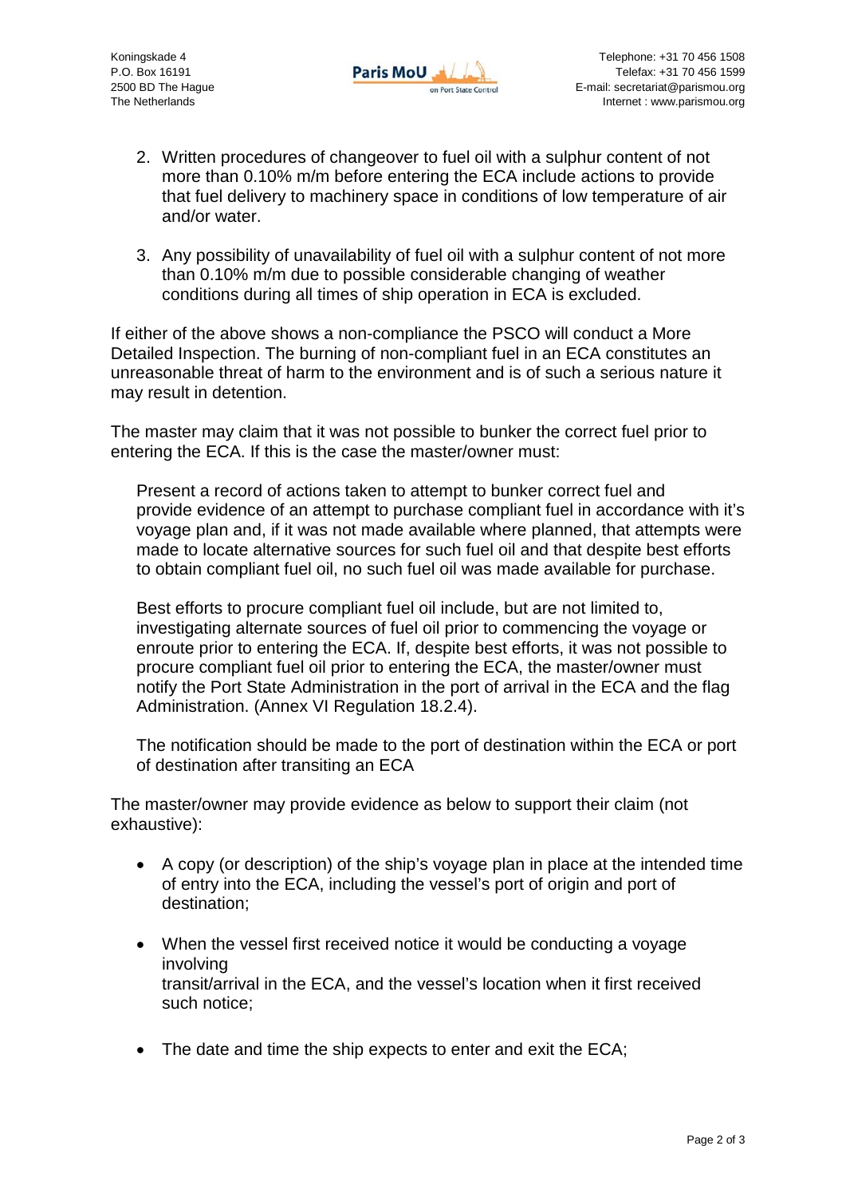2. Written procedures of changeover to fuel oil with a sulphur content of not more than 0.10% m/m before entering the ECA include actions to provide that fuel delivery to machinery space in conditions of low temperature of air and/or water.

3. Any possibility of unavailability of fuel oil with a sulphur content of not more than 0.10% m/m due to possible considerable changing of weather conditions during all times of ship operation in ECA is excluded.

If either of the above shows a non-compliance the PSCO will conduct a More Detailed Inspection. The burning of non-compliant fuel in an ECA constitutes an unreasonable threat of harm to the environment and is of such a serious nature it may result in detention.

The master may claim that it was not possible to bunker the correct fuel prior to entering the ECA. If this is the case the master/owner must:

> Present a record of actions taken to attempt to bunker correct fuel and provide evidence of an attempt to purchase compliant fuel in accordance with it's voyage plan and, if it was not made available where planned, that attempts were made to locate alternative sources for such fuel oil and that despite best efforts to obtain compliant fuel oil, no such fuel oil was made available for purchase.
>
> Best efforts to procure compliant fuel oil include, but are not limited to, investigating alternate sources of fuel oil prior to commencing the voyage or enroute prior to entering the ECA. If, despite best efforts, it was not possible to procure compliant fuel oil prior to entering the ECA, the master/owner must notify the Port State Administration in the port of arrival in the ECA and the flag Administration. (Annex VI Regulation 18.2.4).
>
> The notification should be made to the port of destination within the ECA or port of destination after transiting an ECA

The master/owner may provide evidence as below to support their claim (not exhaustive):

- A copy (or description) of the ship's voyage plan in place at the intended time of entry into the ECA, including the vessel's port of origin and port of destination;

- When the vessel first received notice it would be conducting a voyage involving transit/arrival in the ECA, and the vessel's location when it first received such notice;

- The date and time the ship expects to enter and exit the ECA;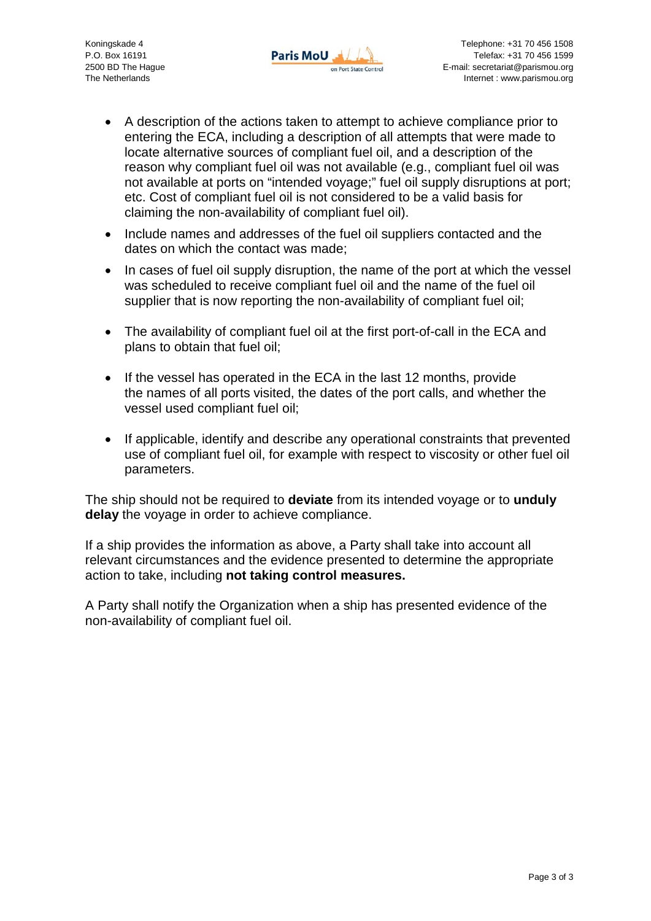- A description of the actions taken to attempt to achieve compliance prior to entering the ECA, including a description of all attempts that were made to locate alternative sources of compliant fuel oil, and a description of the reason why compliant fuel oil was not available (e.g., compliant fuel oil was not available at ports on "intended voyage;" fuel oil supply disruptions at port; etc. Cost of compliant fuel oil is not considered to be a valid basis for claiming the non-availability of compliant fuel oil).
- Include names and addresses of the fuel oil suppliers contacted and the dates on which the contact was made;
- In cases of fuel oil supply disruption, the name of the port at which the vessel was scheduled to receive compliant fuel oil and the name of the fuel oil supplier that is now reporting the non-availability of compliant fuel oil;
- The availability of compliant fuel oil at the first port-of-call in the ECA and plans to obtain that fuel oil;
- If the vessel has operated in the ECA in the last 12 months, provide the names of all ports visited, the dates of the port calls, and whether the vessel used compliant fuel oil;
- If applicable, identify and describe any operational constraints that prevented use of compliant fuel oil, for example with respect to viscosity or other fuel oil parameters.

The ship should not be required to **deviate** from its intended voyage or to **unduly delay** the voyage in order to achieve compliance.

If a ship provides the information as above, a Party shall take into account all relevant circumstances and the evidence presented to determine the appropriate action to take, including **not taking control measures.**

A Party shall notify the Organization when a ship has presented evidence of the non-availability of compliant fuel oil.